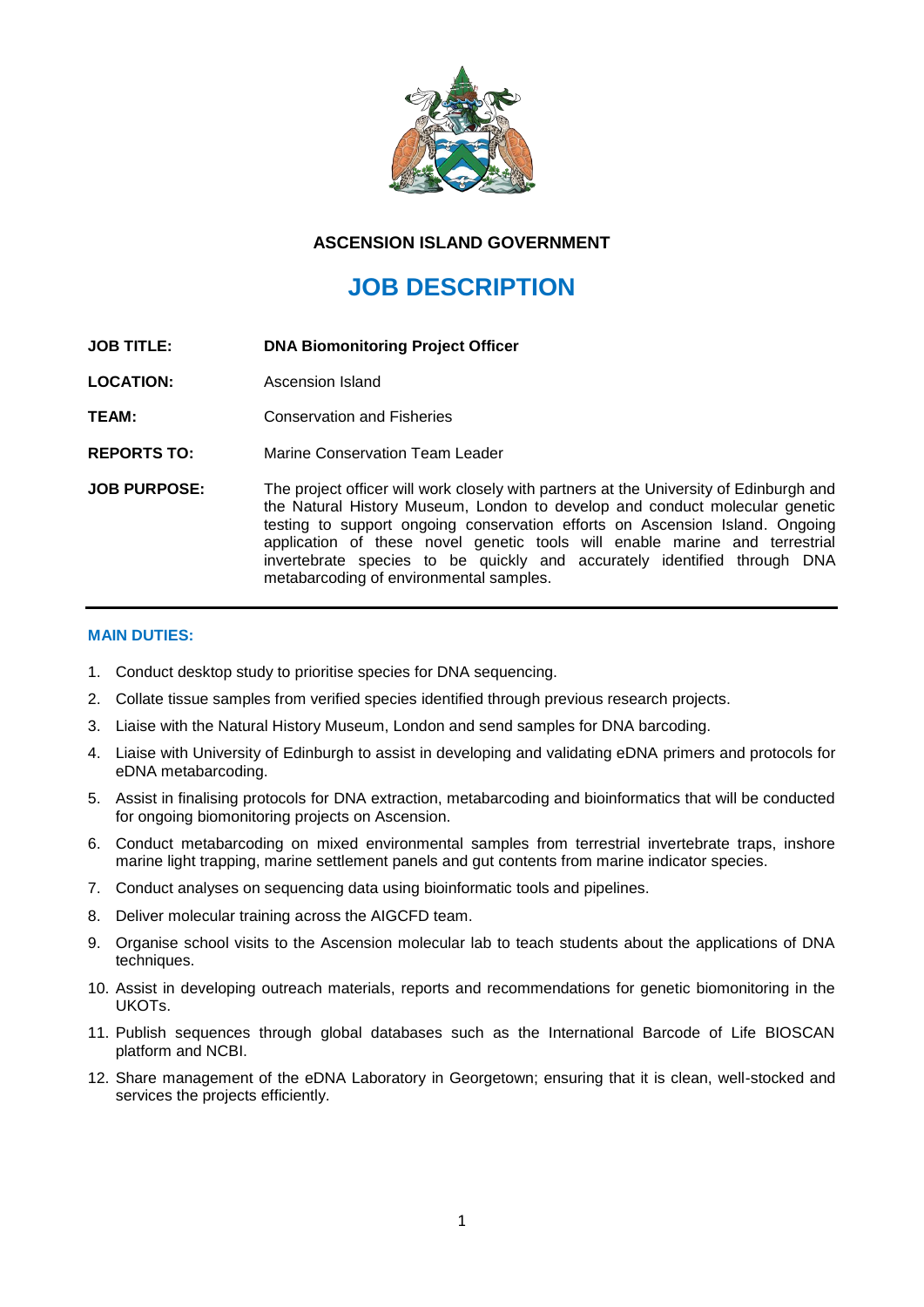**ASCENSION ISLAND GOVERNMENT**

# JOB DESCRIPTION

| | |
|---|---|
| **JOB TITLE:** | **DNA Biomonitoring Project Officer** |
| **LOCATION:** | Ascension Island |
| **TEAM:** | Conservation and Fisheries |
| **REPORTS TO:** | Marine Conservation Team Leader |
| **JOB PURPOSE:** | The project officer will work closely with partners at the University of Edinburgh and the Natural History Museum, London to develop and conduct molecular genetic testing to support ongoing conservation efforts on Ascension Island. Ongoing application of these novel genetic tools will enable marine and terrestrial invertebrate species to be quickly and accurately identified through DNA metabarcoding of environmental samples. |

---

## MAIN DUTIES:

1. Conduct desktop study to prioritise species for DNA sequencing.
2. Collate tissue samples from verified species identified through previous research projects.
3. Liaise with the Natural History Museum, London and send samples for DNA barcoding.
4. Liaise with University of Edinburgh to assist in developing and validating eDNA primers and protocols for eDNA metabarcoding.
5. Assist in finalising protocols for DNA extraction, metabarcoding and bioinformatics that will be conducted for ongoing biomonitoring projects on Ascension.
6. Conduct metabarcoding on mixed environmental samples from terrestrial invertebrate traps, inshore marine light trapping, marine settlement panels and gut contents from marine indicator species.
7. Conduct analyses on sequencing data using bioinformatic tools and pipelines.
8. Deliver molecular training across the AIGCFD team.
9. Organise school visits to the Ascension molecular lab to teach students about the applications of DNA techniques.
10. Assist in developing outreach materials, reports and recommendations for genetic biomonitoring in the UKOTs.
11. Publish sequences through global databases such as the International Barcode of Life BIOSCAN platform and NCBI.
12. Share management of the eDNA Laboratory in Georgetown; ensuring that it is clean, well-stocked and services the projects efficiently.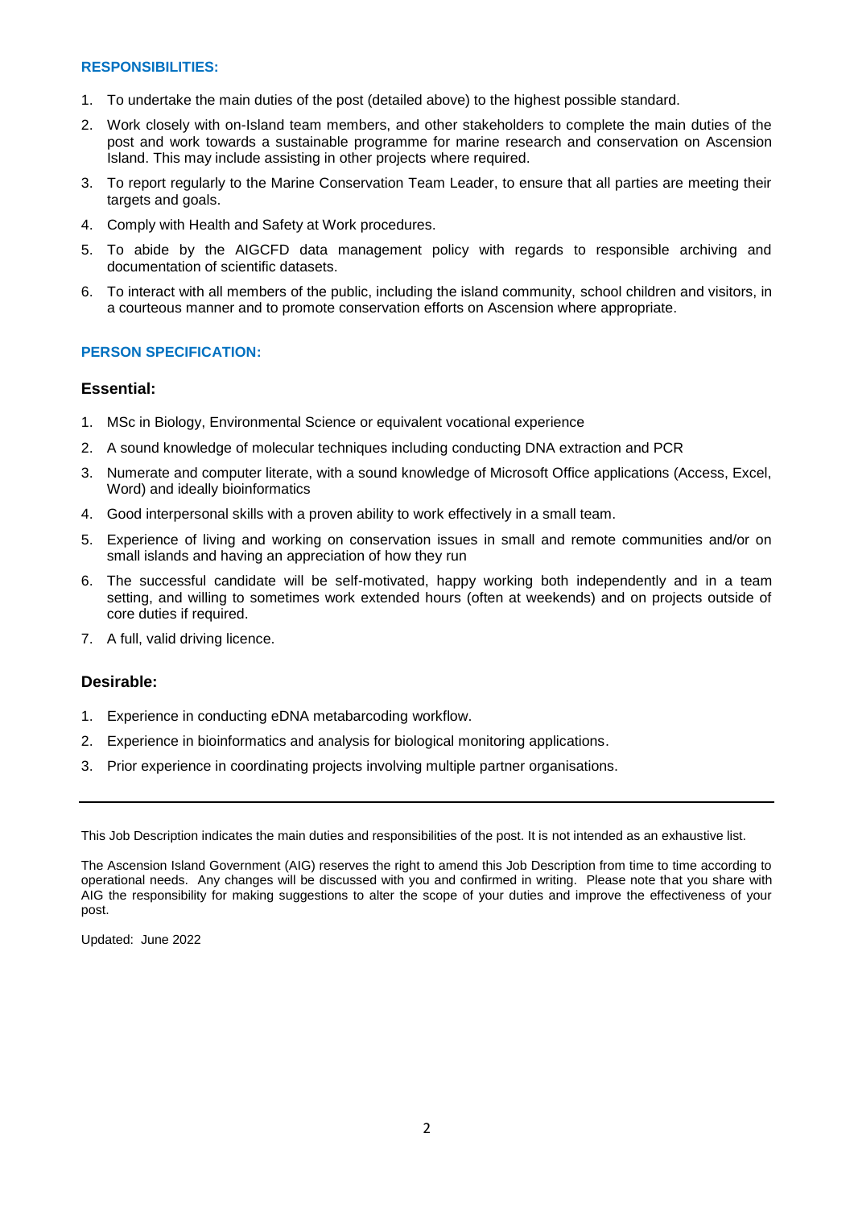### RESPONSIBILITIES:

1. To undertake the main duties of the post (detailed above) to the highest possible standard.
2. Work closely with on-Island team members, and other stakeholders to complete the main duties of the post and work towards a sustainable programme for marine research and conservation on Ascension Island. This may include assisting in other projects where required.
3. To report regularly to the Marine Conservation Team Leader, to ensure that all parties are meeting their targets and goals.
4. Comply with Health and Safety at Work procedures.
5. To abide by the AIGCFD data management policy with regards to responsible archiving and documentation of scientific datasets.
6. To interact with all members of the public, including the island community, school children and visitors, in a courteous manner and to promote conservation efforts on Ascension where appropriate.

### PERSON SPECIFICATION:

#### Essential:

1. MSc in Biology, Environmental Science or equivalent vocational experience
2. A sound knowledge of molecular techniques including conducting DNA extraction and PCR
3. Numerate and computer literate, with a sound knowledge of Microsoft Office applications (Access, Excel, Word) and ideally bioinformatics
4. Good interpersonal skills with a proven ability to work effectively in a small team.
5. Experience of living and working on conservation issues in small and remote communities and/or on small islands and having an appreciation of how they run
6. The successful candidate will be self-motivated, happy working both independently and in a team setting, and willing to sometimes work extended hours (often at weekends) and on projects outside of core duties if required.
7. A full, valid driving licence.

#### Desirable:

1. Experience in conducting eDNA metabarcoding workflow.
2. Experience in bioinformatics and analysis for biological monitoring applications.
3. Prior experience in coordinating projects involving multiple partner organisations.

---

This Job Description indicates the main duties and responsibilities of the post. It is not intended as an exhaustive list.

The Ascension Island Government (AIG) reserves the right to amend this Job Description from time to time according to operational needs. Any changes will be discussed with you and confirmed in writing. Please note that you share with AIG the responsibility for making suggestions to alter the scope of your duties and improve the effectiveness of your post.

Updated: June 2022